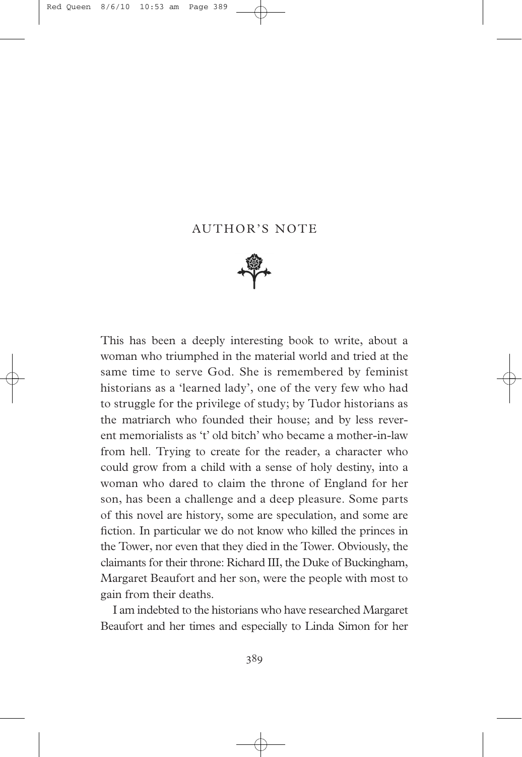# AUTHOR'S NOTE

This has been a deeply interesting book to write, about a woman who triumphed in the material world and tried at the same time to serve God. She is remembered by feminist historians as a 'learned lady', one of the very few who had to struggle for the privilege of study; by Tudor historians as the matriarch who founded their house; and by less reverent memorialists as 't' old bitch' who became a mother-in-law from hell. Trying to create for the reader, a character who could grow from a child with a sense of holy destiny, into a woman who dared to claim the throne of England for her son, has been a challenge and a deep pleasure. Some parts of this novel are history, some are speculation, and some are fiction. In particular we do not know who killed the princes in the Tower, nor even that they died in the Tower. Obviously, the claimants for their throne: Richard III, the Duke of Buckingham, Margaret Beaufort and her son, were the people with most to gain from their deaths.

I am indebted to the historians who have researched Margaret Beaufort and her times and especially to Linda Simon for her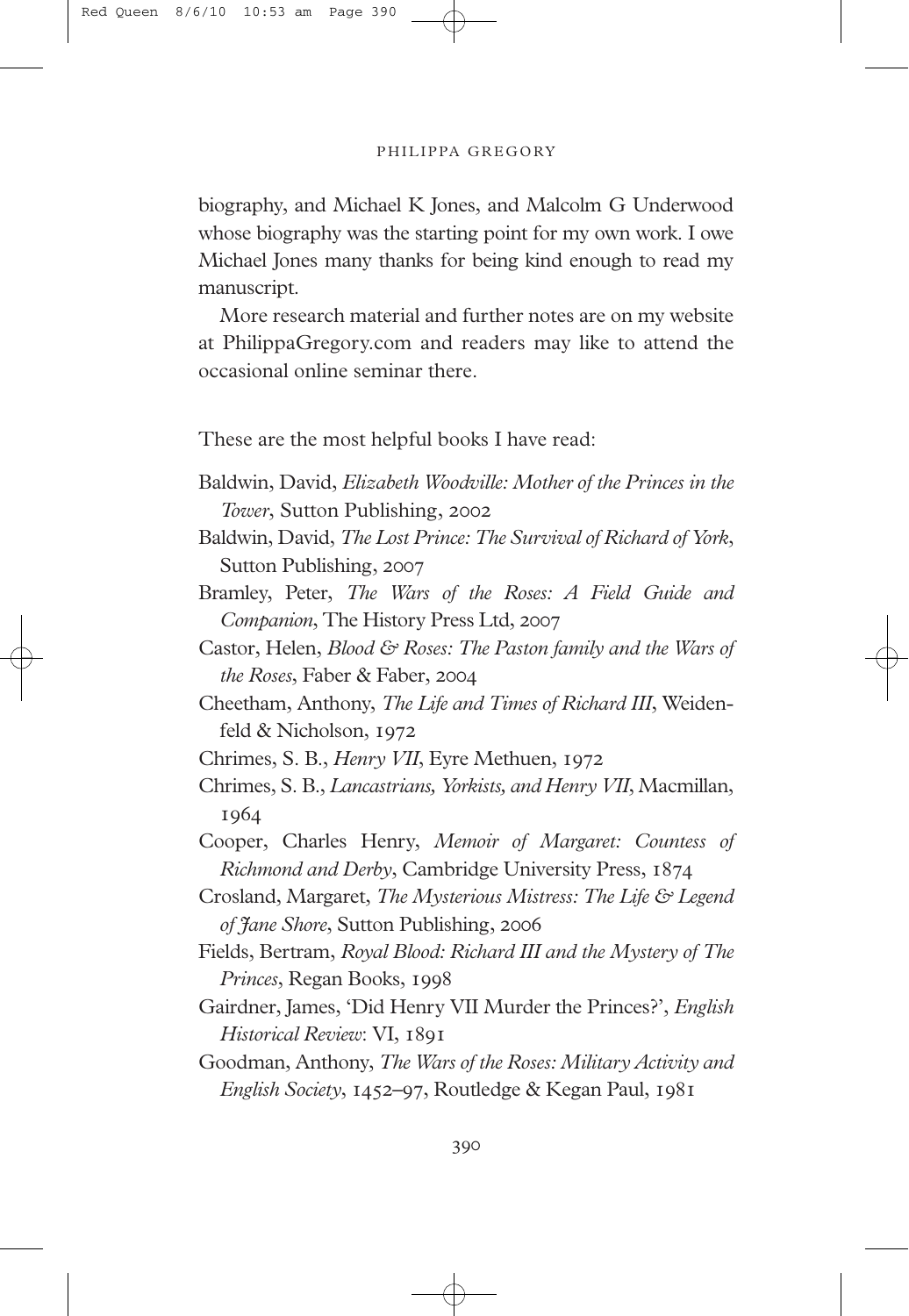biography, and Michael K Jones, and Malcolm G Underwood whose biography was the starting point for my own work. I owe Michael Jones many thanks for being kind enough to read my manuscript.

More research material and further notes are on my website at PhilippaGregory.com and readers may like to attend the occasional online seminar there.

These are the most helpful books I have read:

Baldwin, David, *Elizabeth Woodville: Mother of the Princes in the Tower*, Sutton Publishing, 2002

Baldwin, David, *The Lost Prince: The Survival of Richard of York*, Sutton Publishing, 2007

Bramley, Peter, *The Wars of the Roses: A Field Guide and Companion*, The History Press Ltd, 2007

Castor, Helen, *Blood & Roses: The Paston family and the Wars of the Roses*, Faber & Faber, 2004

Cheetham, Anthony, *The Life and Times of Richard III*, Weidenfeld & Nicholson, 1972

Chrimes, S. B., *Henry VII*, Eyre Methuen, 1972

Chrimes, S. B., *Lancastrians, Yorkists, and Henry VII*, Macmillan, 1964

Cooper, Charles Henry, *Memoir of Margaret: Countess of Richmond and Derby*, Cambridge University Press, 1874

Crosland, Margaret, *The Mysterious Mistress: The Life & Legend of Jane Shore*, Sutton Publishing, 2006

Fields, Bertram, *Royal Blood: Richard III and the Mystery of The Princes*, Regan Books, 1998

Gairdner, James, 'Did Henry VII Murder the Princes?', *English Historical Review*: VI, 1891

Goodman, Anthony, *The Wars of the Roses: Military Activity and English Society*, 1452–97, Routledge & Kegan Paul, 1981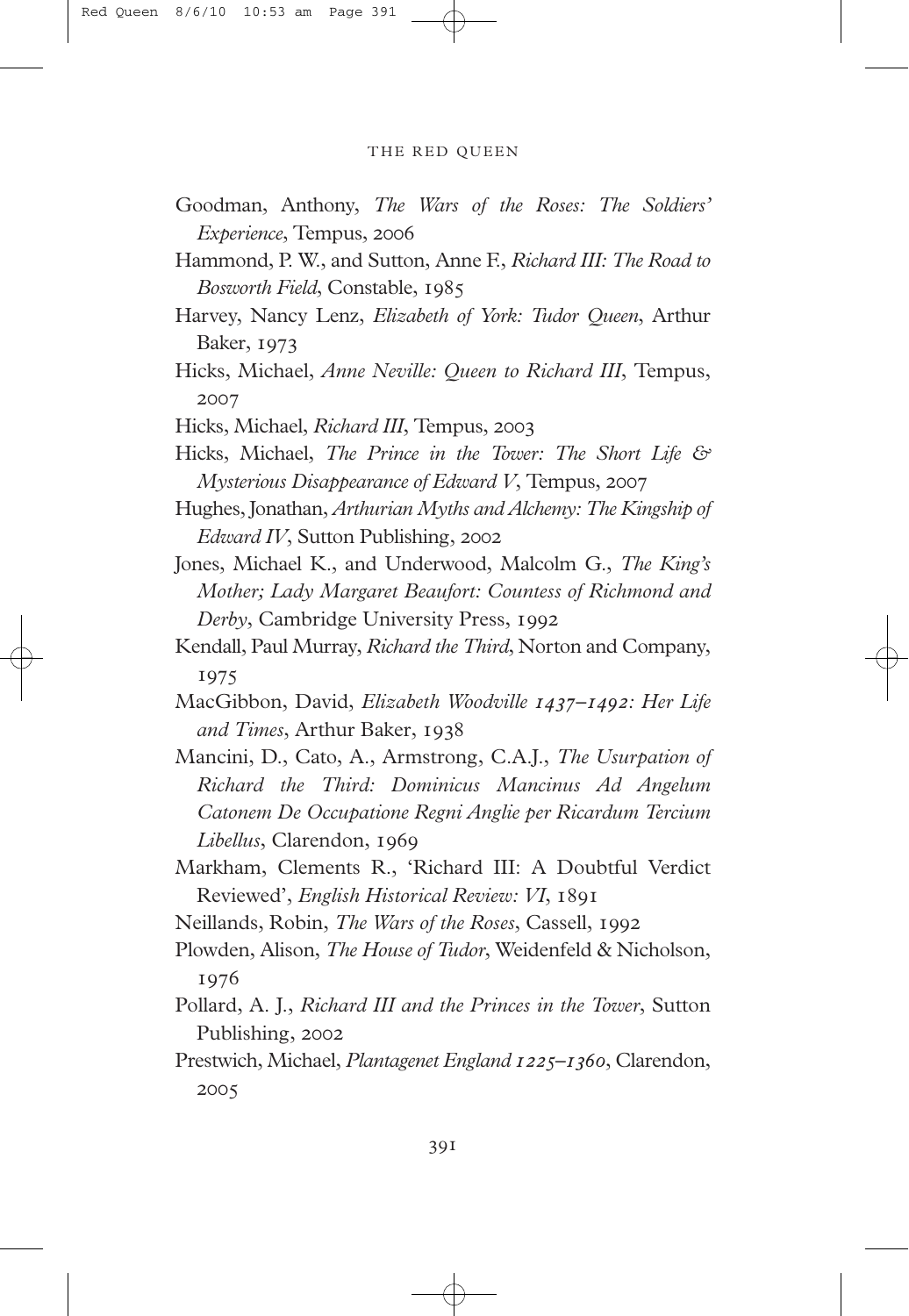Goodman, Anthony, *The Wars of the Roses: The Soldiers' Experience*, Tempus, 2006

Hammond, P. W., and Sutton, Anne F., *Richard III: The Road to Bosworth Field*, Constable, 1985

Harvey, Nancy Lenz, *Elizabeth of York: Tudor Queen*, Arthur Baker, 1973

Hicks, Michael, *Anne Neville: Queen to Richard III*, Tempus, 2007

Hicks, Michael, *Richard III*, Tempus, 2003

Hicks, Michael, *The Prince in the Tower: The Short Life & Mysterious Disappearance of Edward V*, Tempus, 2007

Hughes, Jonathan, *Arthurian Myths and Alchemy: The Kingship of Edward IV*, Sutton Publishing, 2002

Jones, Michael K., and Underwood, Malcolm G., *The King's Mother; Lady Margaret Beaufort: Countess of Richmond and Derby*, Cambridge University Press, 1992

Kendall, Paul Murray, *Richard the Third*, Norton and Company, 1975

MacGibbon, David, *Elizabeth Woodville 1437–1492: Her Life and Times*, Arthur Baker, 1938

Mancini, D., Cato, A., Armstrong, C.A.J., *The Usurpation of Richard the Third: Dominicus Mancinus Ad Angelum Catonem De Occupatione Regni Anglie per Ricardum Tercium Libellus*, Clarendon, 1969

Markham, Clements R., 'Richard III: A Doubtful Verdict Reviewed', *English Historical Review: VI*, 1891

Neillands, Robin, *The Wars of the Roses*, Cassell, 1992

Plowden, Alison, *The House of Tudor*, Weidenfeld & Nicholson, 1976

Pollard, A. J., *Richard III and the Princes in the Tower*, Sutton Publishing, 2002

Prestwich, Michael, *Plantagenet England 1225–1360*, Clarendon, 2005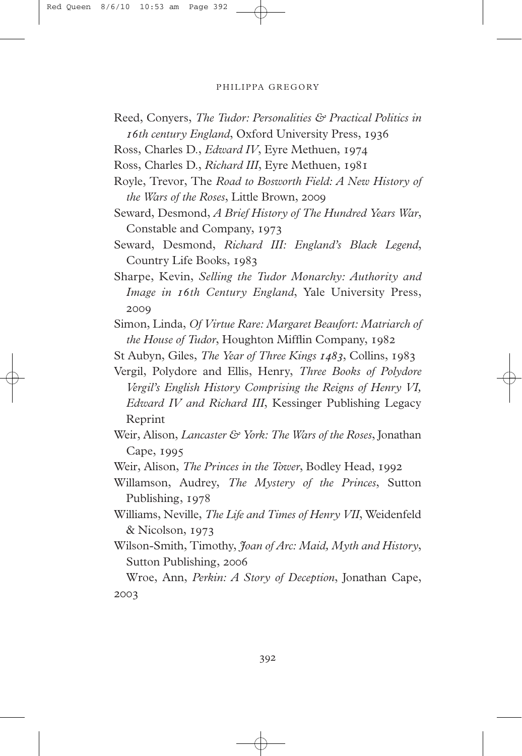Reed, Conyers, *The Tudor: Personalities & Practical Politics in 16th century England*, Oxford University Press, 1936

Ross, Charles D., *Edward IV*, Eyre Methuen, 1974

Ross, Charles D., *Richard III*, Eyre Methuen, 1981

Royle, Trevor, The *Road to Bosworth Field: A New History of the Wars of the Roses*, Little Brown, 2009

Seward, Desmond, *A Brief History of The Hundred Years War*, Constable and Company, 1973

Seward, Desmond, *Richard III: England's Black Legend*, Country Life Books, 1983

Sharpe, Kevin, *Selling the Tudor Monarchy: Authority and Image in 16th Century England*, Yale University Press, 2009

Simon, Linda, *Of Virtue Rare: Margaret Beaufort: Matriarch of the House of Tudor*, Houghton Mifflin Company, 1982

St Aubyn, Giles, *The Year of Three Kings 1483*, Collins, 1983

Vergil, Polydore and Ellis, Henry, *Three Books of Polydore Vergil's English History Comprising the Reigns of Henry VI, Edward IV and Richard III*, Kessinger Publishing Legacy Reprint

Weir, Alison, *Lancaster & York: The Wars of the Roses*, Jonathan Cape, 1995

Weir, Alison, *The Princes in the Tower*, Bodley Head, 1992

Willamson, Audrey, *The Mystery of the Princes*, Sutton Publishing, 1978

Williams, Neville, *The Life and Times of Henry VII*, Weidenfeld & Nicolson, 1973

Wilson-Smith, Timothy, *Joan of Arc: Maid, Myth and History*, Sutton Publishing, 2006

Wroe, Ann, *Perkin: A Story of Deception*, Jonathan Cape, 2003